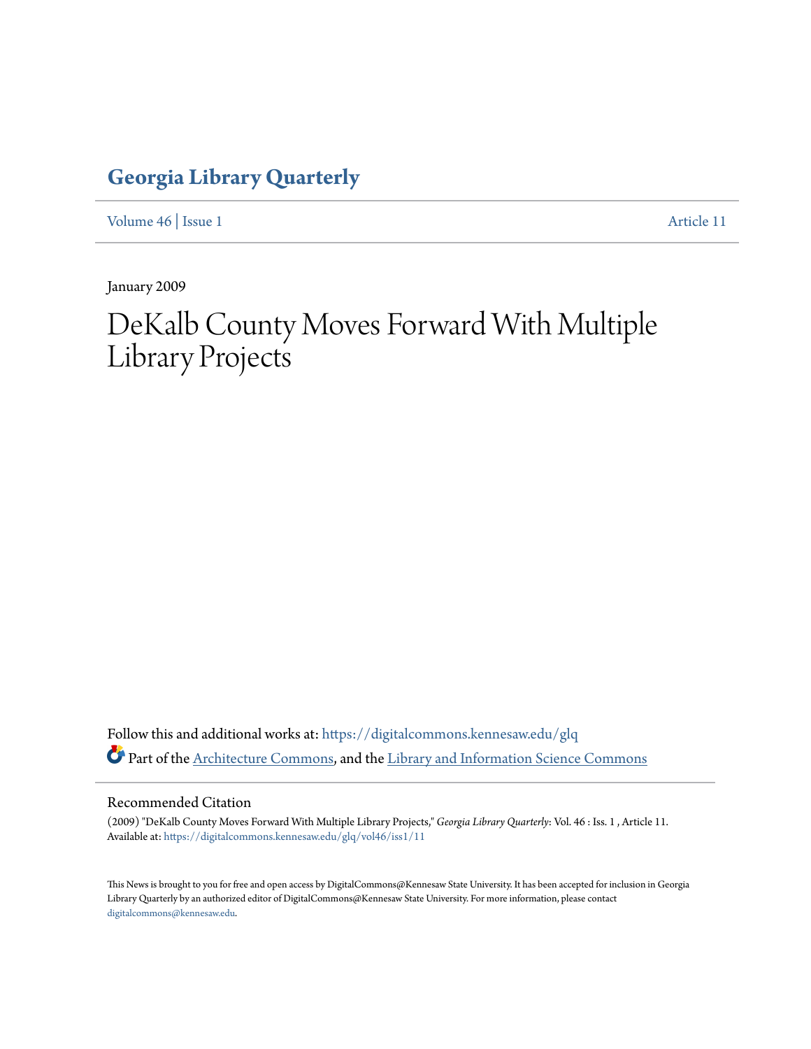# Georgia Library Quarterly

Volume 46 | Issue 1 Article 11

January 2009

## DeKalb County Moves Forward With Multiple Library Projects

Follow this and additional works at: https://digitalcommons.kennesaw.edu/glq

Part of the Architecture Commons, and the Library and Information Science Commons

### Recommended Citation

(2009) "DeKalb County Moves Forward With Multiple Library Projects," *Georgia Library Quarterly*: Vol. 46 : Iss. 1 , Article 11.
Available at: https://digitalcommons.kennesaw.edu/glq/vol46/iss1/11

This News is brought to you for free and open access by DigitalCommons@Kennesaw State University. It has been accepted for inclusion in Georgia Library Quarterly by an authorized editor of DigitalCommons@Kennesaw State University. For more information, please contact digitalcommons@kennesaw.edu.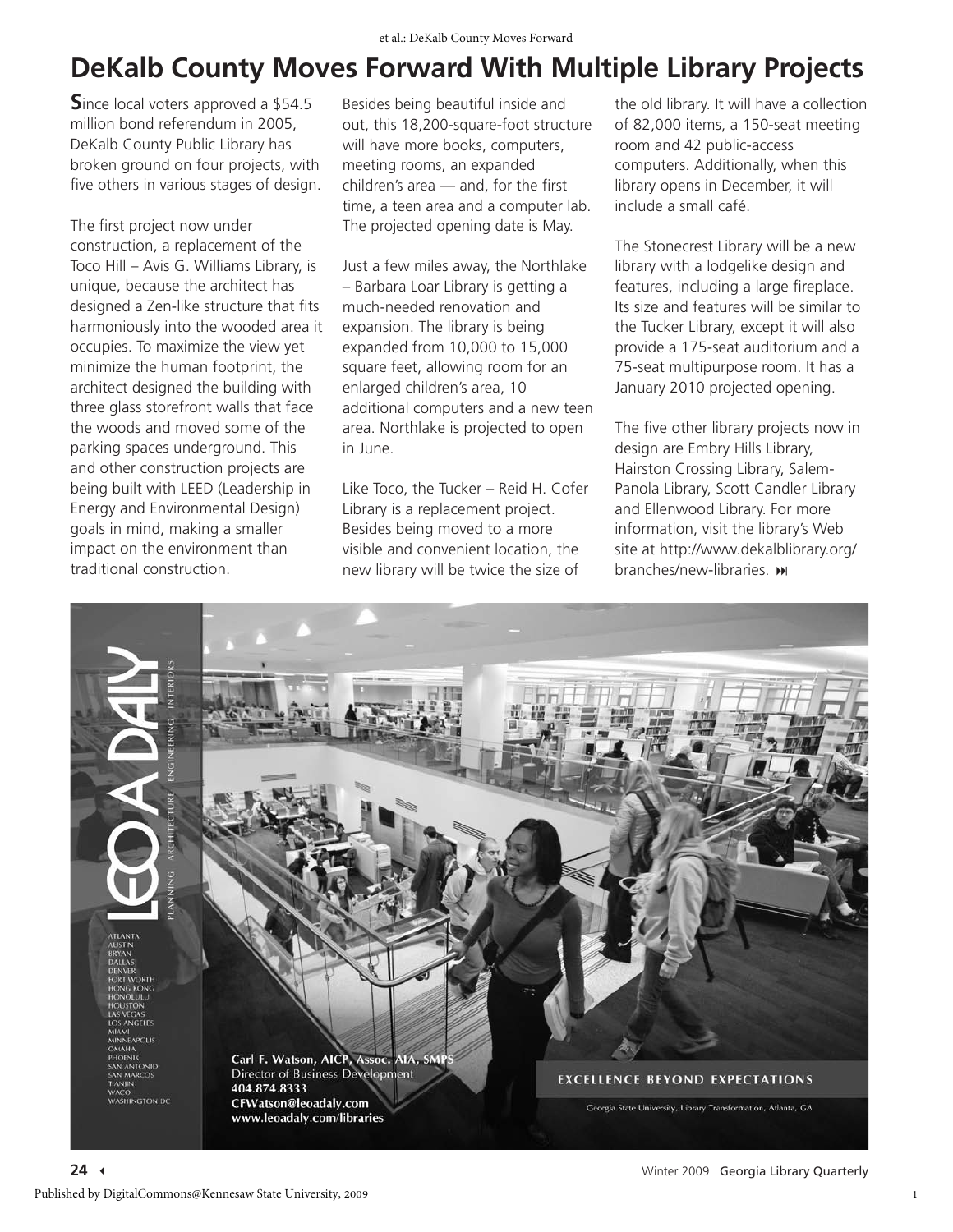# DeKalb County Moves Forward With Multiple Library Projects

Since local voters approved a $54.5 million bond referendum in 2005, DeKalb County Public Library has broken ground on four projects, with five others in various stages of design.

The first project now under construction, a replacement of the Toco Hill – Avis G. Williams Library, is unique, because the architect has designed a Zen-like structure that fits harmoniously into the wooded area it occupies. To maximize the view yet minimize the human footprint, the architect designed the building with three glass storefront walls that face the woods and moved some of the parking spaces underground. This and other construction projects are being built with LEED (Leadership in Energy and Environmental Design) goals in mind, making a smaller impact on the environment than traditional construction.

Besides being beautiful inside and out, this 18,200-square-foot structure will have more books, computers, meeting rooms, an expanded children's area — and, for the first time, a teen area and a computer lab. The projected opening date is May.

Just a few miles away, the Northlake – Barbara Loar Library is getting a much-needed renovation and expansion. The library is being expanded from 10,000 to 15,000 square feet, allowing room for an enlarged children's area, 10 additional computers and a new teen area. Northlake is projected to open in June.

Like Toco, the Tucker – Reid H. Cofer Library is a replacement project. Besides being moved to a more visible and convenient location, the new library will be twice the size of the old library. It will have a collection of 82,000 items, a 150-seat meeting room and 42 public-access computers. Additionally, when this library opens in December, it will include a small café.

The Stonecrest Library will be a new library with a lodgelike design and features, including a large fireplace. Its size and features will be similar to the Tucker Library, except it will also provide a 175-seat auditorium and a 75-seat multipurpose room. It has a January 2010 projected opening.

The five other library projects now in design are Embry Hills Library, Hairston Crossing Library, Salem-Panola Library, Scott Candler Library and Ellenwood Library. For more information, visit the library's Web site at http://www.dekalblibrary.org/branches/new-libraries.